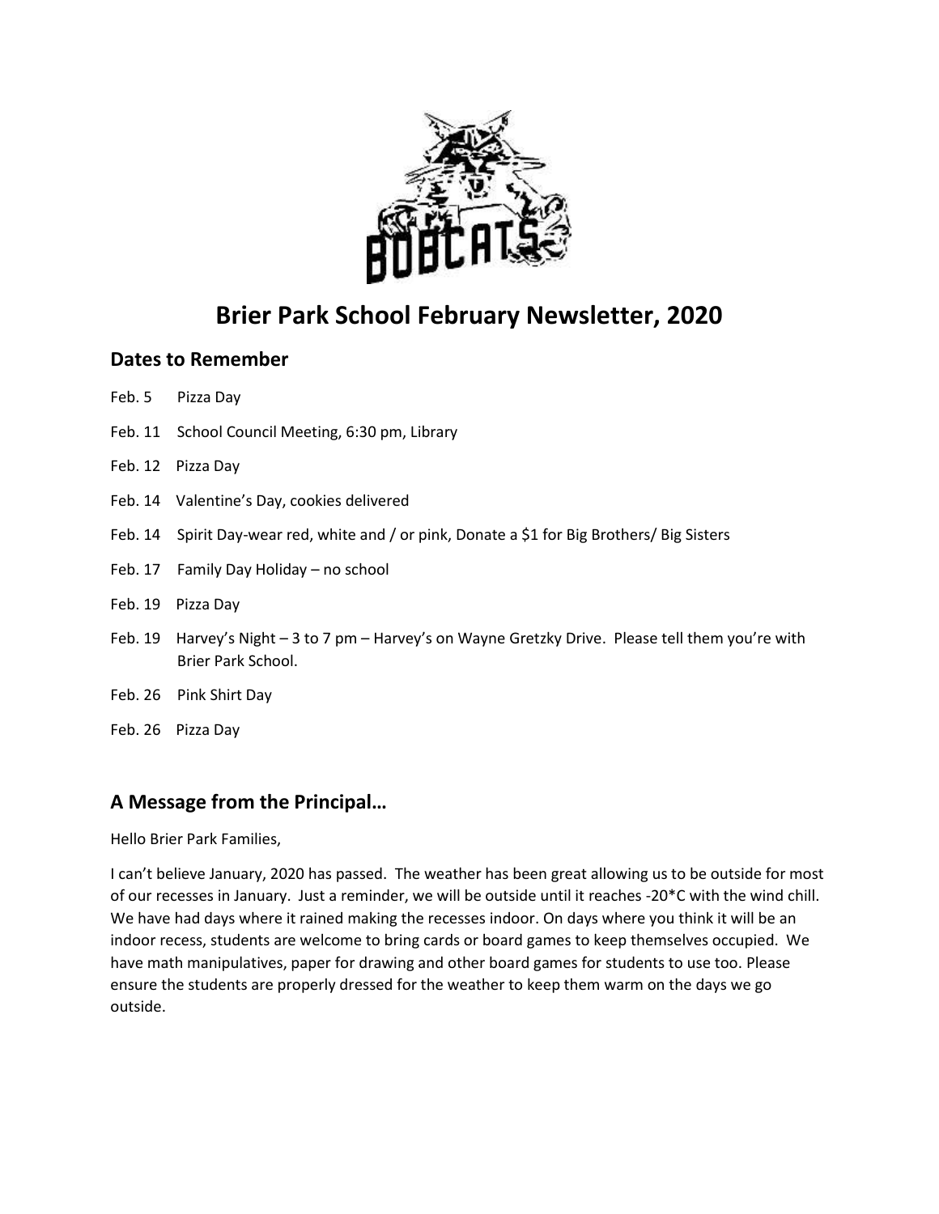# Brier Park School February Newsletter, 2020

## Dates to Remember

Feb. 5 Pizza Day

Feb. 11 School Council Meeting, 6:30 pm, Library

Feb. 12 Pizza Day

Feb. 14 Valentine's Day, cookies delivered

Feb. 14 Spirit Day-wear red, white and / or pink, Donate a $1 for Big Brothers/ Big Sisters

Feb. 17 Family Day Holiday – no school

Feb. 19 Pizza Day

Feb. 19 Harvey's Night – 3 to 7 pm – Harvey's on Wayne Gretzky Drive. Please tell them you're with Brier Park School.

Feb. 26 Pink Shirt Day

Feb. 26 Pizza Day

## A Message from the Principal…

Hello Brier Park Families,

I can't believe January, 2020 has passed. The weather has been great allowing us to be outside for most of our recesses in January. Just a reminder, we will be outside until it reaches -20*C with the wind chill. We have had days where it rained making the recesses indoor. On days where you think it will be an indoor recess, students are welcome to bring cards or board games to keep themselves occupied. We have math manipulatives, paper for drawing and other board games for students to use too. Please ensure the students are properly dressed for the weather to keep them warm on the days we go outside.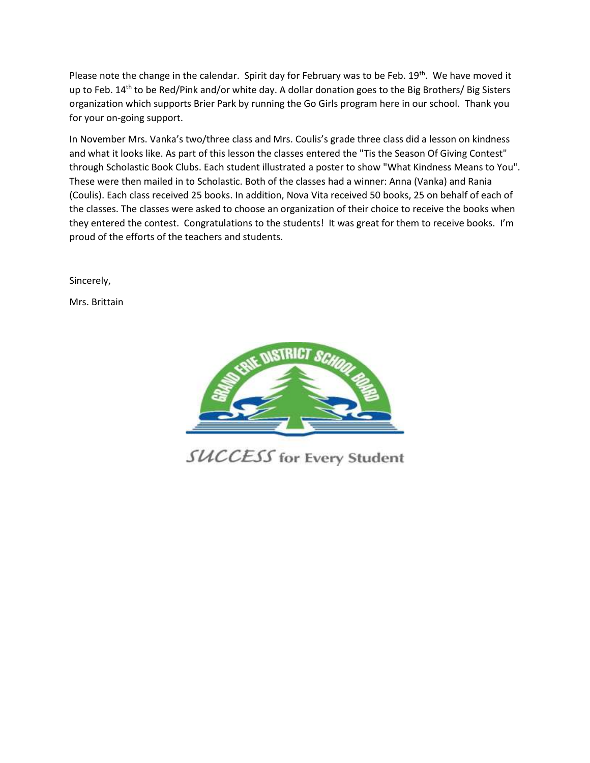Please note the change in the calendar. Spirit day for February was to be Feb. 19th. We have moved it up to Feb. 14th to be Red/Pink and/or white day. A dollar donation goes to the Big Brothers/ Big Sisters organization which supports Brier Park by running the Go Girls program here in our school. Thank you for your on-going support.

In November Mrs. Vanka's two/three class and Mrs. Coulis's grade three class did a lesson on kindness and what it looks like. As part of this lesson the classes entered the "Tis the Season Of Giving Contest" through Scholastic Book Clubs. Each student illustrated a poster to show "What Kindness Means to You". These were then mailed in to Scholastic. Both of the classes had a winner: Anna (Vanka) and Rania (Coulis). Each class received 25 books. In addition, Nova Vita received 50 books, 25 on behalf of each of the classes. The classes were asked to choose an organization of their choice to receive the books when they entered the contest. Congratulations to the students! It was great for them to receive books. I'm proud of the efforts of the teachers and students.

Sincerely,

Mrs. Brittain

GRAND ERIE DISTRICT SCHOOL BOARD

*SUCCESS* for Every Student